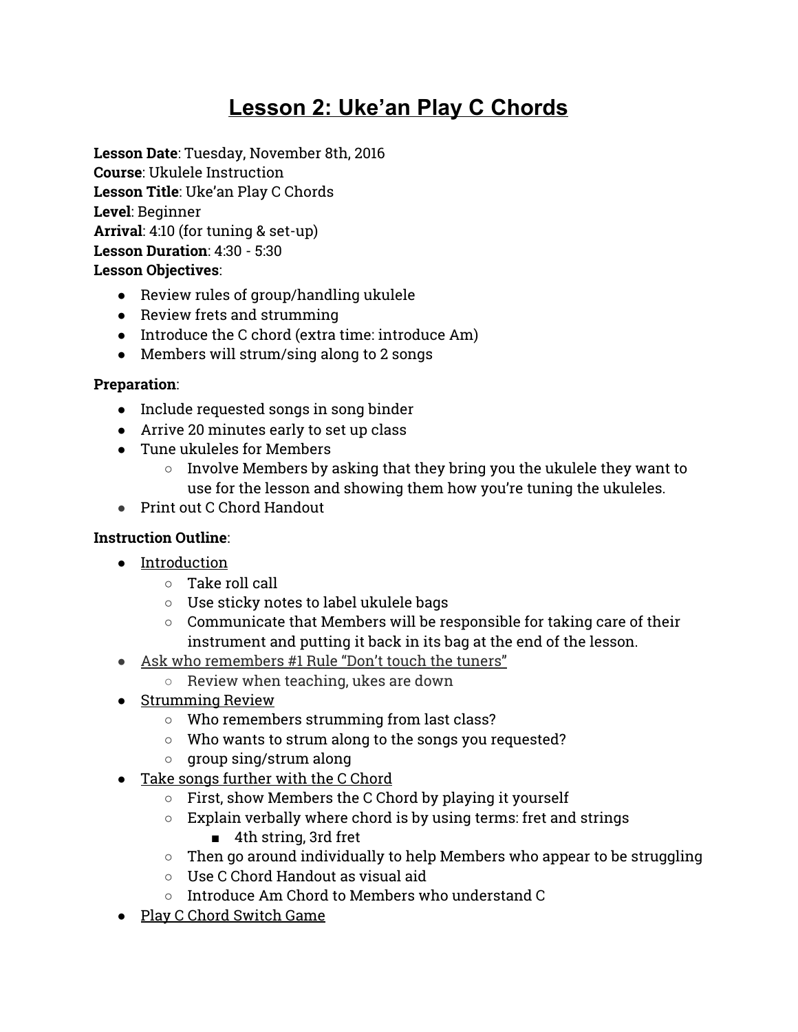# Lesson 2: Uke'an Play C Chords

**Lesson Date**: Tuesday, November 8th, 2016
**Course**: Ukulele Instruction
**Lesson Title**: Uke'an Play C Chords
**Level**: Beginner
**Arrival**: 4:10 (for tuning & set-up)
**Lesson Duration**: 4:30 - 5:30
**Lesson Objectives**:

- Review rules of group/handling ukulele
- Review frets and strumming
- Introduce the C chord (extra time: introduce Am)
- Members will strum/sing along to 2 songs

**Preparation**:

- Include requested songs in song binder
- Arrive 20 minutes early to set up class
- Tune ukuleles for Members
  - Involve Members by asking that they bring you the ukulele they want to use for the lesson and showing them how you're tuning the ukuleles.
- Print out C Chord Handout

**Instruction Outline**:

- <u>Introduction</u>
  - Take roll call
  - Use sticky notes to label ukulele bags
  - Communicate that Members will be responsible for taking care of their instrument and putting it back in its bag at the end of the lesson.
- <u>Ask who remembers #1 Rule "Don't touch the tuners"</u>
  - Review when teaching, ukes are down
- <u>Strumming Review</u>
  - Who remembers strumming from last class?
  - Who wants to strum along to the songs you requested?
  - group sing/strum along
- <u>Take songs further with the C Chord</u>
  - First, show Members the C Chord by playing it yourself
  - Explain verbally where chord is by using terms: fret and strings
    - 4th string, 3rd fret
  - Then go around individually to help Members who appear to be struggling
  - Use C Chord Handout as visual aid
  - Introduce Am Chord to Members who understand C
- <u>Play C Chord Switch Game</u>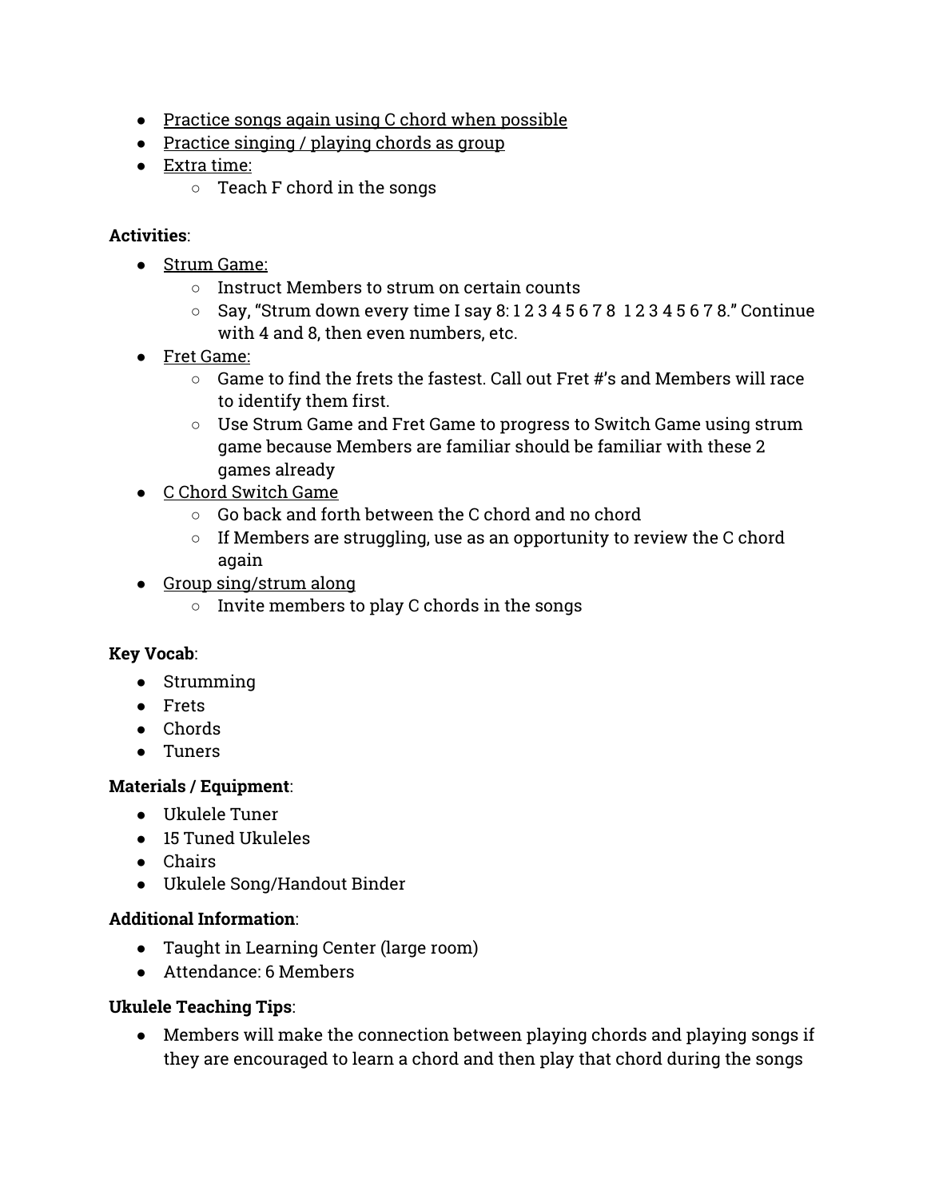- Practice songs again using C chord when possible
- Practice singing / playing chords as group
- Extra time:
    - Teach F chord in the songs

**Activities**:

- Strum Game:
    - Instruct Members to strum on certain counts
    - Say, "Strum down every time I say 8: 1 2 3 4 5 6 7 8  1 2 3 4 5 6 7 8." Continue with 4 and 8, then even numbers, etc.
- Fret Game:
    - Game to find the frets the fastest. Call out Fret #'s and Members will race to identify them first.
    - Use Strum Game and Fret Game to progress to Switch Game using strum game because Members are familiar should be familiar with these 2 games already
- C Chord Switch Game
    - Go back and forth between the C chord and no chord
    - If Members are struggling, use as an opportunity to review the C chord again
- Group sing/strum along
    - Invite members to play C chords in the songs

**Key Vocab**:

- Strumming
- Frets
- Chords
- Tuners

**Materials / Equipment**:

- Ukulele Tuner
- 15 Tuned Ukuleles
- Chairs
- Ukulele Song/Handout Binder

**Additional Information**:

- Taught in Learning Center (large room)
- Attendance: 6 Members

**Ukulele Teaching Tips**:

- Members will make the connection between playing chords and playing songs if they are encouraged to learn a chord and then play that chord during the songs